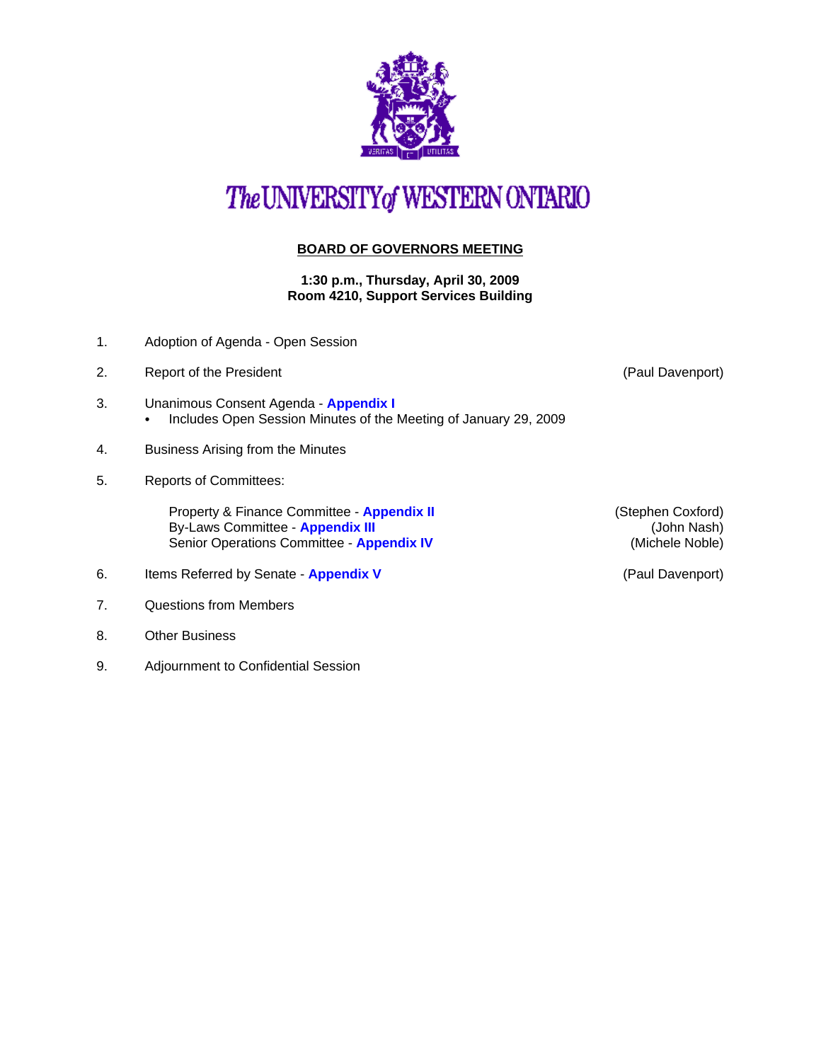# The UNIVERSITY of WESTERN ONTARIO

## BOARD OF GOVERNORS MEETING

**1:30 p.m., Thursday, April 30, 2009**
**Room 4210, Support Services Building**

1. Adoption of Agenda - Open Session

2. Report of the President (Paul Davenport)

3. Unanimous Consent Agenda - **Appendix I**
   - Includes Open Session Minutes of the Meeting of January 29, 2009

4. Business Arising from the Minutes

5. Reports of Committees:

   Property & Finance Committee - **Appendix II** (Stephen Coxford)
   By-Laws Committee - **Appendix III** (John Nash)
   Senior Operations Committee - **Appendix IV** (Michele Noble)

6. Items Referred by Senate - **Appendix V** (Paul Davenport)

7. Questions from Members

8. Other Business

9. Adjournment to Confidential Session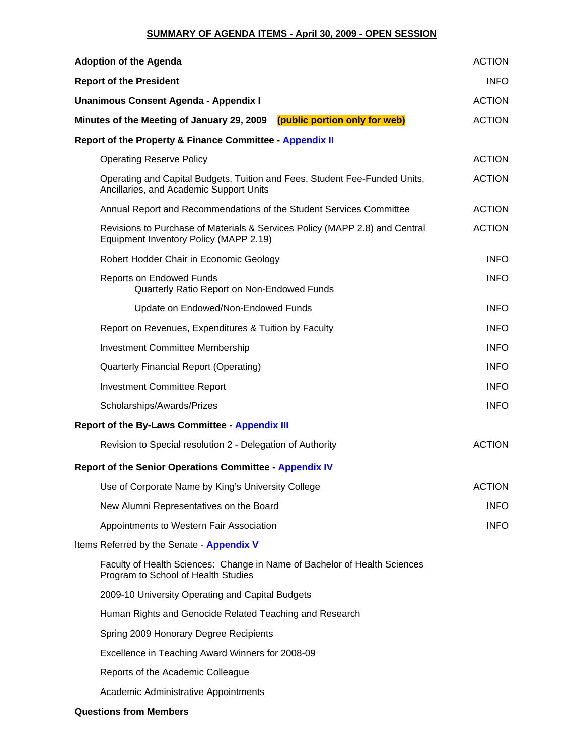## SUMMARY OF AGENDA ITEMS - April 30, 2009 - OPEN SESSION

| | |
|---|---|
| **Adoption of the Agenda** | ACTION |
| **Report of the President** | INFO |
| **Unanimous Consent Agenda - Appendix I** | ACTION |
| **Minutes of the Meeting of January 29, 2009 (public portion only for web)** | ACTION |
| **Report of the Property & Finance Committee - Appendix II** | |
| Operating Reserve Policy | ACTION |
| Operating and Capital Budgets, Tuition and Fees, Student Fee-Funded Units, Ancillaries, and Academic Support Units | ACTION |
| Annual Report and Recommendations of the Student Services Committee | ACTION |
| Revisions to Purchase of Materials & Services Policy (MAPP 2.8) and Central Equipment Inventory Policy (MAPP 2.19) | ACTION |
| Robert Hodder Chair in Economic Geology | INFO |
| Reports on Endowed Funds<br>Quarterly Ratio Report on Non-Endowed Funds | INFO |
| Update on Endowed/Non-Endowed Funds | INFO |
| Report on Revenues, Expenditures & Tuition by Faculty | INFO |
| Investment Committee Membership | INFO |
| Quarterly Financial Report (Operating) | INFO |
| Investment Committee Report | INFO |
| Scholarships/Awards/Prizes | INFO |
| **Report of the By-Laws Committee - Appendix III** | |
| Revision to Special resolution 2 - Delegation of Authority | ACTION |
| **Report of the Senior Operations Committee - Appendix IV** | |
| Use of Corporate Name by King's University College | ACTION |
| New Alumni Representatives on the Board | INFO |
| Appointments to Western Fair Association | INFO |
| Items Referred by the Senate - **Appendix V** | |
| Faculty of Health Sciences: Change in Name of Bachelor of Health Sciences Program to School of Health Studies | |
| 2009-10 University Operating and Capital Budgets | |
| Human Rights and Genocide Related Teaching and Research | |
| Spring 2009 Honorary Degree Recipients | |
| Excellence in Teaching Award Winners for 2008-09 | |
| Reports of the Academic Colleague | |
| Academic Administrative Appointments | |
| **Questions from Members** | |